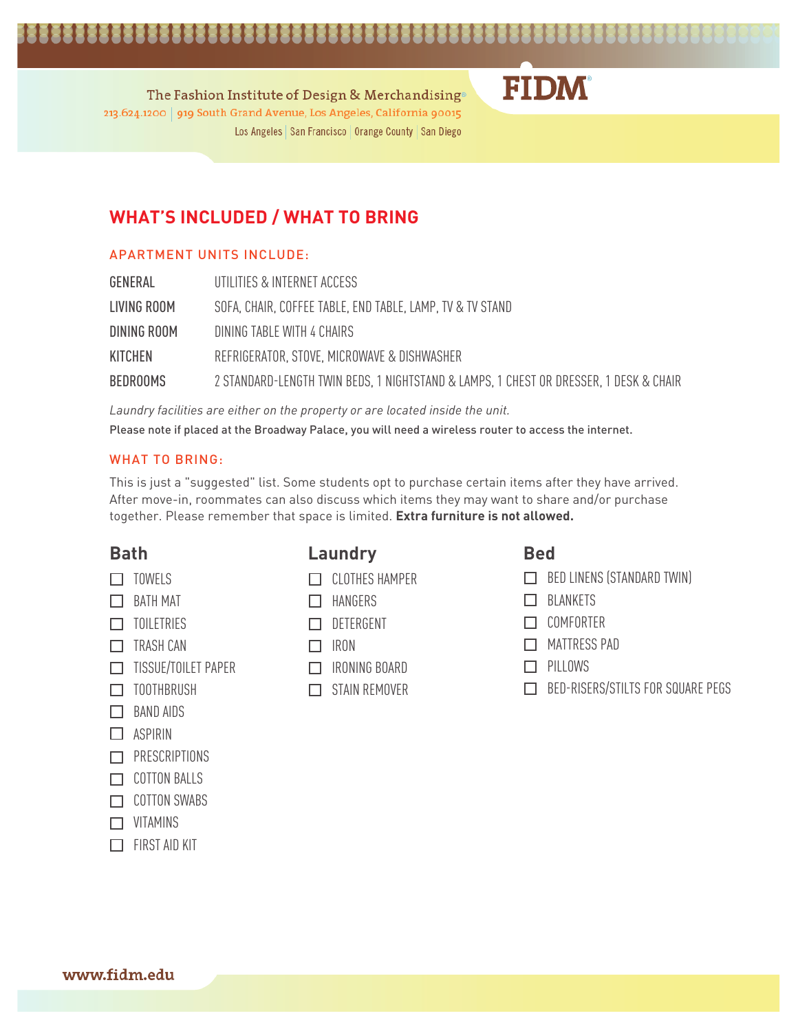The Fashion Institute of Design & Merchandising

213.624.1200 | 919 South Grand Avenue, Los Angeles, California 90015

Los Angeles | San Francisco | Orange County | San Diego

FIDM

# WHAT'S INCLUDED / WHAT TO BRING

## APARTMENT UNITS INCLUDE:

| | |
|---|---|
| GENERAL | UTILITIES & INTERNET ACCESS |
| LIVING ROOM | SOFA, CHAIR, COFFEE TABLE, END TABLE, LAMP, TV & TV STAND |
| DINING ROOM | DINING TABLE WITH 4 CHAIRS |
| KITCHEN | REFRIGERATOR, STOVE, MICROWAVE & DISHWASHER |
| BEDROOMS | 2 STANDARD-LENGTH TWIN BEDS, 1 NIGHTSTAND & LAMPS, 1 CHEST OR DRESSER, 1 DESK & CHAIR |

*Laundry facilities are either on the property or are located inside the unit.*

Please note if placed at the Broadway Palace, you will need a wireless router to access the internet.

## WHAT TO BRING:

This is just a "suggested" list. Some students opt to purchase certain items after they have arrived. After move-in, roommates can also discuss which items they may want to share and/or purchase together. Please remember that space is limited. **Extra furniture is not allowed.**

### Bath

- ☐ TOWELS
- ☐ BATH MAT
- ☐ TOILETRIES
- ☐ TRASH CAN
- ☐ TISSUE/TOILET PAPER
- ☐ TOOTHBRUSH
- ☐ BAND AIDS
- ☐ ASPIRIN
- ☐ PRESCRIPTIONS
- ☐ COTTON BALLS
- ☐ COTTON SWABS
- ☐ VITAMINS
- ☐ FIRST AID KIT

### Laundry

- ☐ CLOTHES HAMPER
- ☐ HANGERS
- ☐ DETERGENT
- ☐ IRON
- ☐ IRONING BOARD
- ☐ STAIN REMOVER

### Bed

- ☐ BED LINENS (STANDARD TWIN)
- ☐ BLANKETS
- ☐ COMFORTER
- ☐ MATTRESS PAD
- ☐ PILLOWS
- ☐ BED-RISERS/STILTS FOR SQUARE PEGS

www.fidm.edu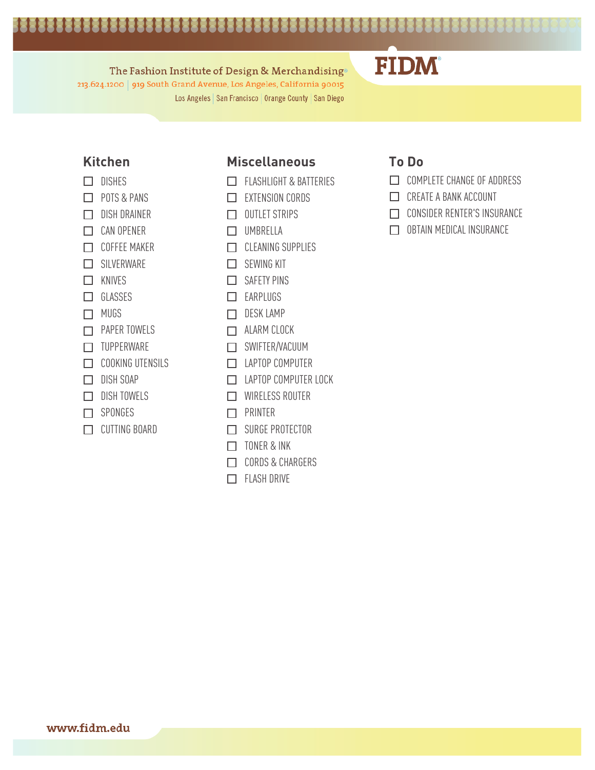The Fashion Institute of Design & Merchandising®
213.624.1200 | 919 South Grand Avenue, Los Angeles, California 90015
Los Angeles | San Francisco | Orange County | San Diego

FIDM®

## Kitchen

- ☐ DISHES
- ☐ POTS & PANS
- ☐ DISH DRAINER
- ☐ CAN OPENER
- ☐ COFFEE MAKER
- ☐ SILVERWARE
- ☐ KNIVES
- ☐ GLASSES
- ☐ MUGS
- ☐ PAPER TOWELS
- ☐ TUPPERWARE
- ☐ COOKING UTENSILS
- ☐ DISH SOAP
- ☐ DISH TOWELS
- ☐ SPONGES
- ☐ CUTTING BOARD

## Miscellaneous

- ☐ FLASHLIGHT & BATTERIES
- ☐ EXTENSION CORDS
- ☐ OUTLET STRIPS
- ☐ UMBRELLA
- ☐ CLEANING SUPPLIES
- ☐ SEWING KIT
- ☐ SAFETY PINS
- ☐ EARPLUGS
- ☐ DESK LAMP
- ☐ ALARM CLOCK
- ☐ SWIFTER/VACUUM
- ☐ LAPTOP COMPUTER
- ☐ LAPTOP COMPUTER LOCK
- ☐ WIRELESS ROUTER
- ☐ PRINTER
- ☐ SURGE PROTECTOR
- ☐ TONER & INK
- ☐ CORDS & CHARGERS
- ☐ FLASH DRIVE

## To Do

- ☐ COMPLETE CHANGE OF ADDRESS
- ☐ CREATE A BANK ACCOUNT
- ☐ CONSIDER RENTER'S INSURANCE
- ☐ OBTAIN MEDICAL INSURANCE

www.fidm.edu